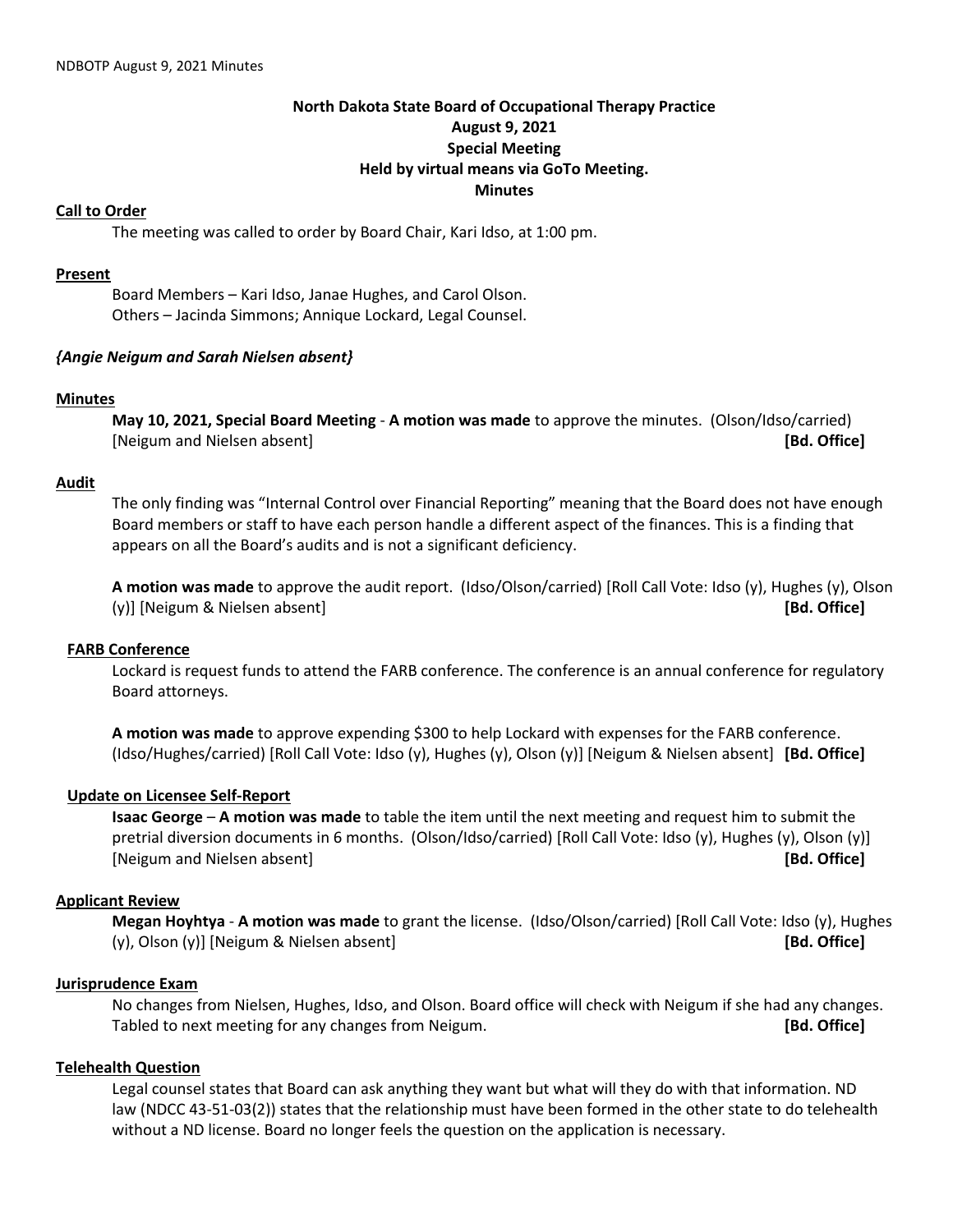**North Dakota State Board of Occupational Therapy Practice**
**August 9, 2021**
**Special Meeting**
**Held by virtual means via GoTo Meeting.**
**Minutes**

**Call to Order**

The meeting was called to order by Board Chair, Kari Idso, at 1:00 pm.

**Present**

Board Members – Kari Idso, Janae Hughes, and Carol Olson.
Others – Jacinda Simmons; Annique Lockard, Legal Counsel.

*{Angie Neigum and Sarah Nielsen absent}*

**Minutes**

**May 10, 2021, Special Board Meeting** - **A motion was made** to approve the minutes. (Olson/Idso/carried) [Neigum and Nielsen absent] **[Bd. Office]**

**Audit**

The only finding was "Internal Control over Financial Reporting" meaning that the Board does not have enough Board members or staff to have each person handle a different aspect of the finances. This is a finding that appears on all the Board's audits and is not a significant deficiency.

**A motion was made** to approve the audit report. (Idso/Olson/carried) [Roll Call Vote: Idso (y), Hughes (y), Olson (y)] [Neigum & Nielsen absent] **[Bd. Office]**

**FARB Conference**

Lockard is request funds to attend the FARB conference. The conference is an annual conference for regulatory Board attorneys.

**A motion was made** to approve expending $300 to help Lockard with expenses for the FARB conference. (Idso/Hughes/carried) [Roll Call Vote: Idso (y), Hughes (y), Olson (y)] [Neigum & Nielsen absent] **[Bd. Office]**

**Update on Licensee Self-Report**

**Isaac George** – **A motion was made** to table the item until the next meeting and request him to submit the pretrial diversion documents in 6 months. (Olson/Idso/carried) [Roll Call Vote: Idso (y), Hughes (y), Olson (y)] [Neigum and Nielsen absent] **[Bd. Office]**

**Applicant Review**

**Megan Hoyhtya** - **A motion was made** to grant the license. (Idso/Olson/carried) [Roll Call Vote: Idso (y), Hughes (y), Olson (y)] [Neigum & Nielsen absent] **[Bd. Office]**

**Jurisprudence Exam**

No changes from Nielsen, Hughes, Idso, and Olson. Board office will check with Neigum if she had any changes. Tabled to next meeting for any changes from Neigum. **[Bd. Office]**

**Telehealth Question**

Legal counsel states that Board can ask anything they want but what will they do with that information. ND law (NDCC 43-51-03(2)) states that the relationship must have been formed in the other state to do telehealth without a ND license. Board no longer feels the question on the application is necessary.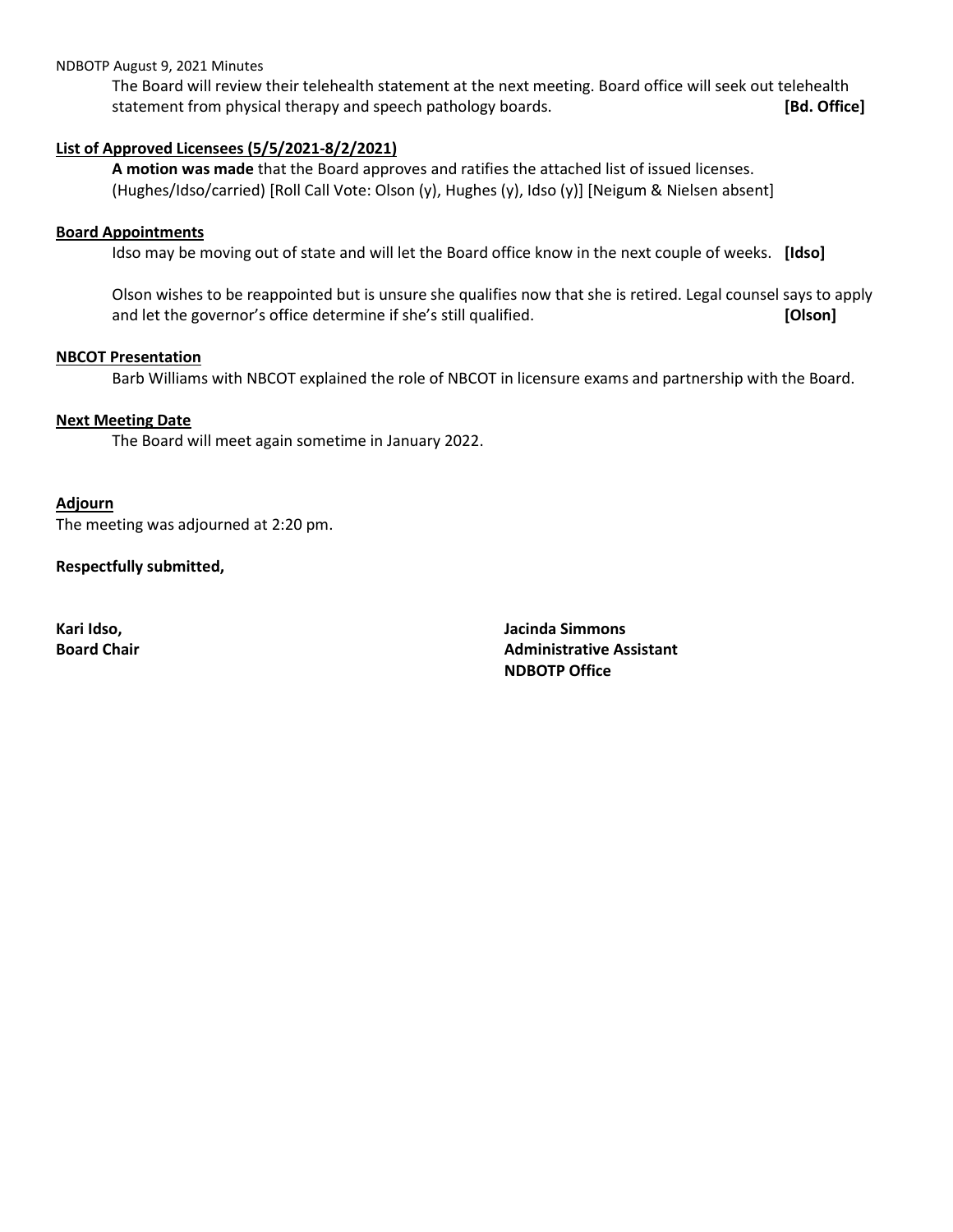The Board will review their telehealth statement at the next meeting. Board office will seek out telehealth statement from physical therapy and speech pathology boards. **[Bd. Office]**

**List of Approved Licensees (5/5/2021-8/2/2021)**

**A motion was made** that the Board approves and ratifies the attached list of issued licenses. (Hughes/Idso/carried) [Roll Call Vote: Olson (y), Hughes (y), Idso (y)] [Neigum & Nielsen absent]

**Board Appointments**

Idso may be moving out of state and will let the Board office know in the next couple of weeks. **[Idso]**

Olson wishes to be reappointed but is unsure she qualifies now that she is retired. Legal counsel says to apply and let the governor's office determine if she's still qualified. **[Olson]**

**NBCOT Presentation**

Barb Williams with NBCOT explained the role of NBCOT in licensure exams and partnership with the Board.

**Next Meeting Date**

The Board will meet again sometime in January 2022.

**Adjourn**

The meeting was adjourned at 2:20 pm.

**Respectfully submitted,**

**Kari Idso,**
**Board Chair**

**Jacinda Simmons**
**Administrative Assistant**
**NDBOTP Office**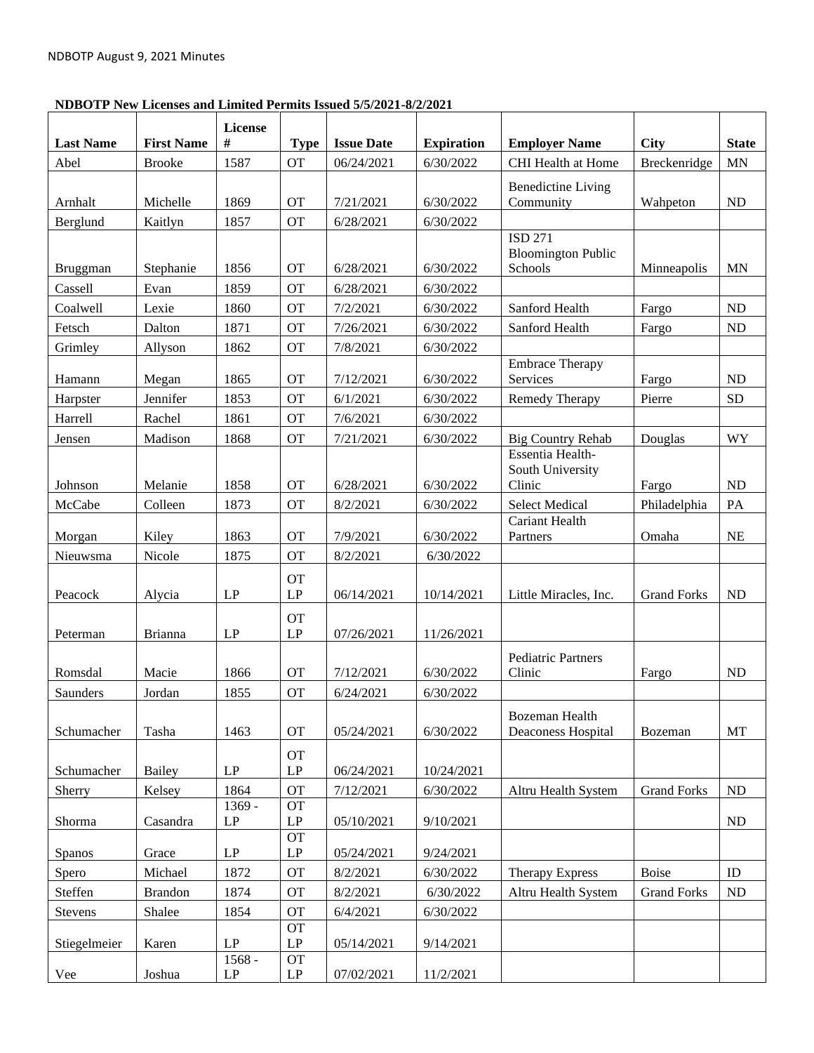**NDBOTP New Licenses and Limited Permits Issued 5/5/2021-8/2/2021**

| Last Name | First Name | License # | Type | Issue Date | Expiration | Employer Name | City | State |
|---|---|---|---|---|---|---|---|---|
| Abel | Brooke | 1587 | OT | 06/24/2021 | 6/30/2022 | CHI Health at Home | Breckenridge | MN |
| Arnhalt | Michelle | 1869 | OT | 7/21/2021 | 6/30/2022 | Benedictine Living Community | Wahpeton | ND |
| Berglund | Kaitlyn | 1857 | OT | 6/28/2021 | 6/30/2022 | | | |
| Bruggman | Stephanie | 1856 | OT | 6/28/2021 | 6/30/2022 | ISD 271 Bloomington Public Schools | Minneapolis | MN |
| Cassell | Evan | 1859 | OT | 6/28/2021 | 6/30/2022 | | | |
| Coalwell | Lexie | 1860 | OT | 7/2/2021 | 6/30/2022 | Sanford Health | Fargo | ND |
| Fetsch | Dalton | 1871 | OT | 7/26/2021 | 6/30/2022 | Sanford Health | Fargo | ND |
| Grimley | Allyson | 1862 | OT | 7/8/2021 | 6/30/2022 | | | |
| Hamann | Megan | 1865 | OT | 7/12/2021 | 6/30/2022 | Embrace Therapy Services | Fargo | ND |
| Harpster | Jennifer | 1853 | OT | 6/1/2021 | 6/30/2022 | Remedy Therapy | Pierre | SD |
| Harrell | Rachel | 1861 | OT | 7/6/2021 | 6/30/2022 | | | |
| Jensen | Madison | 1868 | OT | 7/21/2021 | 6/30/2022 | Big Country Rehab | Douglas | WY |
| Johnson | Melanie | 1858 | OT | 6/28/2021 | 6/30/2022 | Essentia Health-South University Clinic | Fargo | ND |
| McCabe | Colleen | 1873 | OT | 8/2/2021 | 6/30/2022 | Select Medical | Philadelphia | PA |
| Morgan | Kiley | 1863 | OT | 7/9/2021 | 6/30/2022 | Cariant Health Partners | Omaha | NE |
| Nieuwsma | Nicole | 1875 | OT | 8/2/2021 | 6/30/2022 | | | |
| Peacock | Alycia | LP | OT LP | 06/14/2021 | 10/14/2021 | Little Miracles, Inc. | Grand Forks | ND |
| Peterman | Brianna | LP | OT LP | 07/26/2021 | 11/26/2021 | | | |
| Romsdal | Macie | 1866 | OT | 7/12/2021 | 6/30/2022 | Pediatric Partners Clinic | Fargo | ND |
| Saunders | Jordan | 1855 | OT | 6/24/2021 | 6/30/2022 | | | |
| Schumacher | Tasha | 1463 | OT | 05/24/2021 | 6/30/2022 | Bozeman Health Deaconess Hospital | Bozeman | MT |
| Schumacher | Bailey | LP | OT LP | 06/24/2021 | 10/24/2021 | | | |
| Sherry | Kelsey | 1864 | OT | 7/12/2021 | 6/30/2022 | Altru Health System | Grand Forks | ND |
| Shorma | Casandra | 1369 - LP | OT LP | 05/10/2021 | 9/10/2021 | | | ND |
| Spanos | Grace | LP | OT LP | 05/24/2021 | 9/24/2021 | | | |
| Spero | Michael | 1872 | OT | 8/2/2021 | 6/30/2022 | Therapy Express | Boise | ID |
| Steffen | Brandon | 1874 | OT | 8/2/2021 | 6/30/2022 | Altru Health System | Grand Forks | ND |
| Stevens | Shalee | 1854 | OT | 6/4/2021 | 6/30/2022 | | | |
| Stiegelmeier | Karen | LP | OT LP | 05/14/2021 | 9/14/2021 | | | |
| Vee | Joshua | 1568 - LP | OT LP | 07/02/2021 | 11/2/2021 | | | |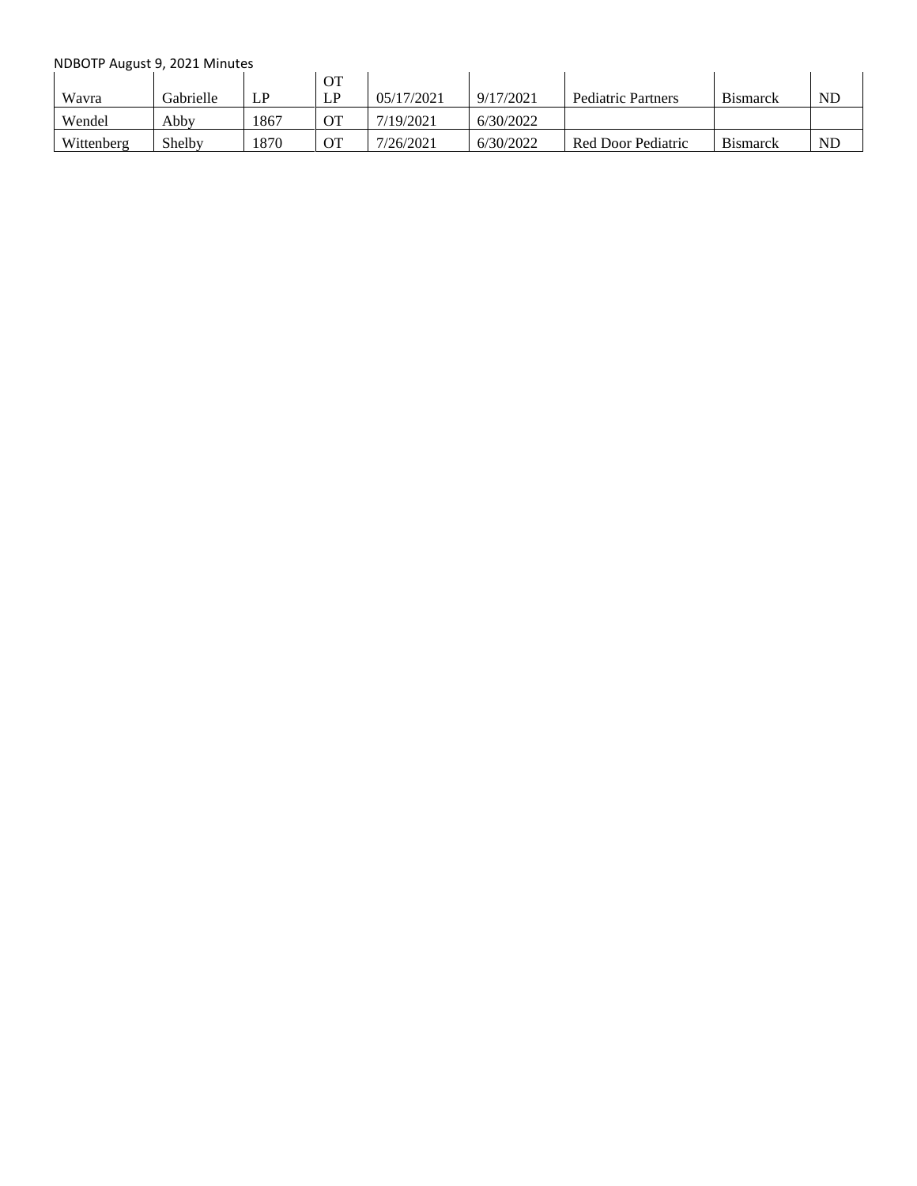| | | | | | | | | |
|---|---|---|---|---|---|---|---|---|
| Wavra | Gabrielle | LP | OT LP | 05/17/2021 | 9/17/2021 | Pediatric Partners | Bismarck | ND |
| Wendel | Abby | 1867 | OT | 7/19/2021 | 6/30/2022 | | | |
| Wittenberg | Shelby | 1870 | OT | 7/26/2021 | 6/30/2022 | Red Door Pediatric | Bismarck | ND |